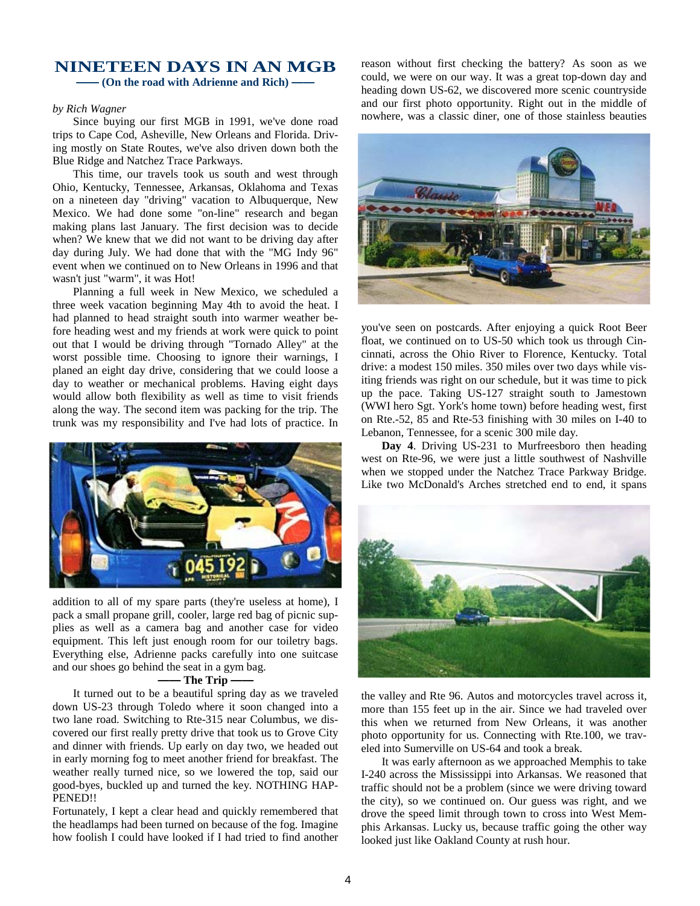# NINETEEN DAYS IN AN MGB

**—— (On the road with Adrienne and Rich) ——**

*by Rich Wagner*

Since buying our first MGB in 1991, we've done road trips to Cape Cod, Asheville, New Orleans and Florida. Driving mostly on State Routes, we've also driven down both the Blue Ridge and Natchez Trace Parkways.

This time, our travels took us south and west through Ohio, Kentucky, Tennessee, Arkansas, Oklahoma and Texas on a nineteen day "driving" vacation to Albuquerque, New Mexico. We had done some "on-line" research and began making plans last January. The first decision was to decide when? We knew that we did not want to be driving day after day during July. We had done that with the "MG Indy 96" event when we continued on to New Orleans in 1996 and that wasn't just "warm", it was Hot!

Planning a full week in New Mexico, we scheduled a three week vacation beginning May 4th to avoid the heat. I had planned to head straight south into warmer weather before heading west and my friends at work were quick to point out that I would be driving through "Tornado Alley" at the worst possible time. Choosing to ignore their warnings, I planed an eight day drive, considering that we could loose a day to weather or mechanical problems. Having eight days would allow both flexibility as well as time to visit friends along the way. The second item was packing for the trip. The trunk was my responsibility and I've had lots of practice. In addition to all of my spare parts (they're useless at home), I pack a small propane grill, cooler, large red bag of picnic supplies as well as a camera bag and another case for video equipment. This left just enough room for our toiletry bags. Everything else, Adrienne packs carefully into one suitcase and our shoes go behind the seat in a gym bag.

**—— The Trip ——**

It turned out to be a beautiful spring day as we traveled down US-23 through Toledo where it soon changed into a two lane road. Switching to Rte-315 near Columbus, we discovered our first really pretty drive that took us to Grove City and dinner with friends. Up early on day two, we headed out in early morning fog to meet another friend for breakfast. The weather really turned nice, so we lowered the top, said our good-byes, buckled up and turned the key. NOTHING HAPPENED!!

Fortunately, I kept a clear head and quickly remembered that the headlamps had been turned on because of the fog. Imagine how foolish I could have looked if I had tried to find another reason without first checking the battery? As soon as we could, we were on our way. It was a great top-down day and heading down US-62, we discovered more scenic countryside and our first photo opportunity. Right out in the middle of nowhere, was a classic diner, one of those stainless beauties you've seen on postcards. After enjoying a quick Root Beer float, we continued on to US-50 which took us through Cincinnati, across the Ohio River to Florence, Kentucky. Total drive: a modest 150 miles. 350 miles over two days while visiting friends was right on our schedule, but it was time to pick up the pace. Taking US-127 straight south to Jamestown (WWI hero Sgt. York's home town) before heading west, first on Rte.-52, 85 and Rte-53 finishing with 30 miles on I-40 to Lebanon, Tennessee, for a scenic 300 mile day.

**Day 4**. Driving US-231 to Murfreesboro then heading west on Rte-96, we were just a little southwest of Nashville when we stopped under the Natchez Trace Parkway Bridge. Like two McDonald's Arches stretched end to end, it spans the valley and Rte 96. Autos and motorcycles travel across it, more than 155 feet up in the air. Since we had traveled over this when we returned from New Orleans, it was another photo opportunity for us. Connecting with Rte.100, we traveled into Sumerville on US-64 and took a break.

It was early afternoon as we approached Memphis to take I-240 across the Mississippi into Arkansas. We reasoned that traffic should not be a problem (since we were driving toward the city), so we continued on. Our guess was right, and we drove the speed limit through town to cross into West Memphis Arkansas. Lucky us, because traffic going the other way looked just like Oakland County at rush hour.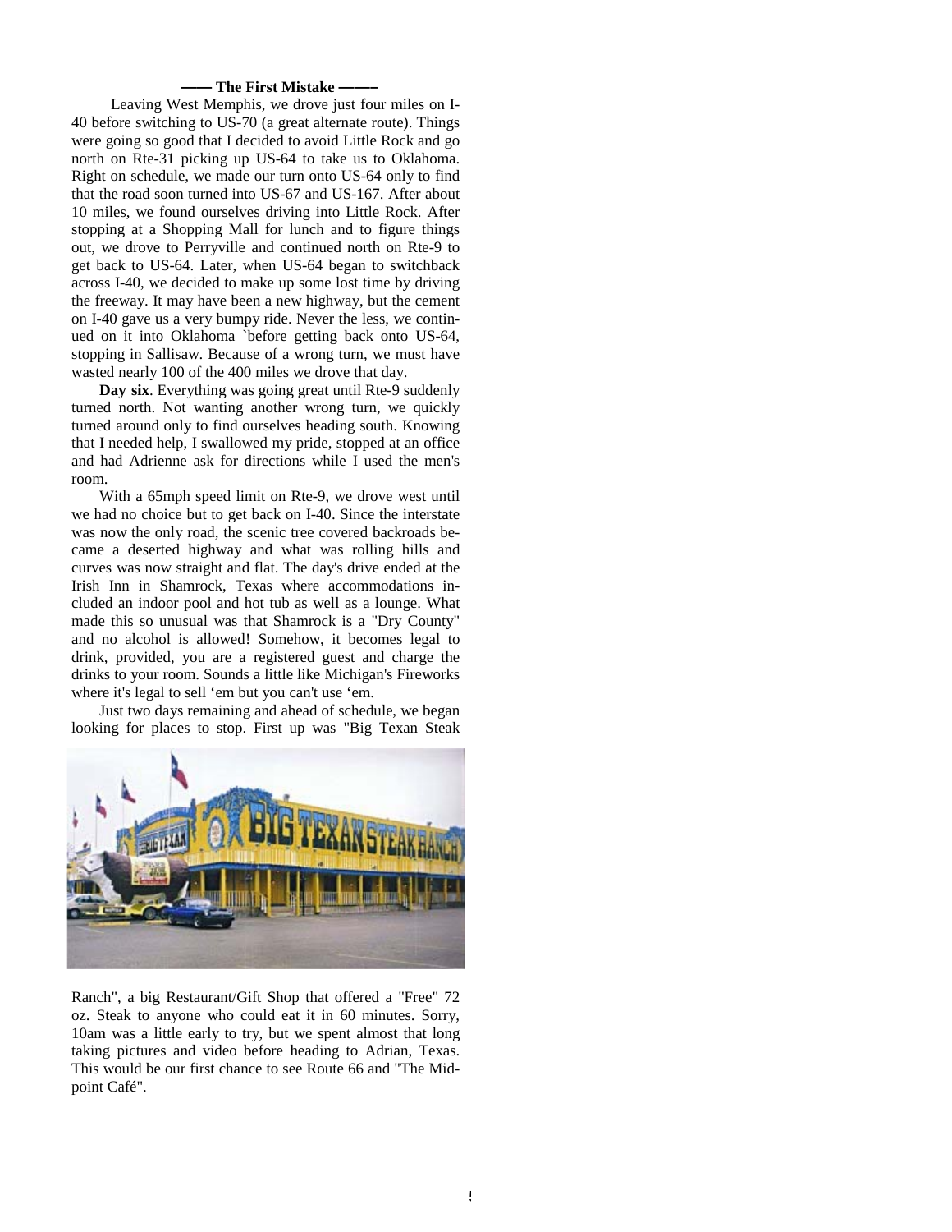### —— The First Mistake ——

Leaving West Memphis, we drove just four miles on I-40 before switching to US-70 (a great alternate route). Things were going so good that I decided to avoid Little Rock and go north on Rte-31 picking up US-64 to take us to Oklahoma. Right on schedule, we made our turn onto US-64 only to find that the road soon turned into US-67 and US-167. After about 10 miles, we found ourselves driving into Little Rock. After stopping at a Shopping Mall for lunch and to figure things out, we drove to Perryville and continued north on Rte-9 to get back to US-64. Later, when US-64 began to switchback across I-40, we decided to make up some lost time by driving the freeway. It may have been a new highway, but the cement on I-40 gave us a very bumpy ride. Never the less, we continued on it into Oklahoma `before getting back onto US-64, stopping in Sallisaw. Because of a wrong turn, we must have wasted nearly 100 of the 400 miles we drove that day.

**Day six**. Everything was going great until Rte-9 suddenly turned north. Not wanting another wrong turn, we quickly turned around only to find ourselves heading south. Knowing that I needed help, I swallowed my pride, stopped at an office and had Adrienne ask for directions while I used the men's room.

With a 65mph speed limit on Rte-9, we drove west until we had no choice but to get back on I-40. Since the interstate was now the only road, the scenic tree covered backroads became a deserted highway and what was rolling hills and curves was now straight and flat. The day's drive ended at the Irish Inn in Shamrock, Texas where accommodations included an indoor pool and hot tub as well as a lounge. What made this so unusual was that Shamrock is a "Dry County" and no alcohol is allowed! Somehow, it becomes legal to drink, provided, you are a registered guest and charge the drinks to your room. Sounds a little like Michigan's Fireworks where it's legal to sell 'em but you can't use 'em.

Just two days remaining and ahead of schedule, we began looking for places to stop. First up was "Big Texan Steak Ranch", a big Restaurant/Gift Shop that offered a "Free" 72 oz. Steak to anyone who could eat it in 60 minutes. Sorry, 10am was a little early to try, but we spent almost that long taking pictures and video before heading to Adrian, Texas. This would be our first chance to see Route 66 and "The Midpoint Café".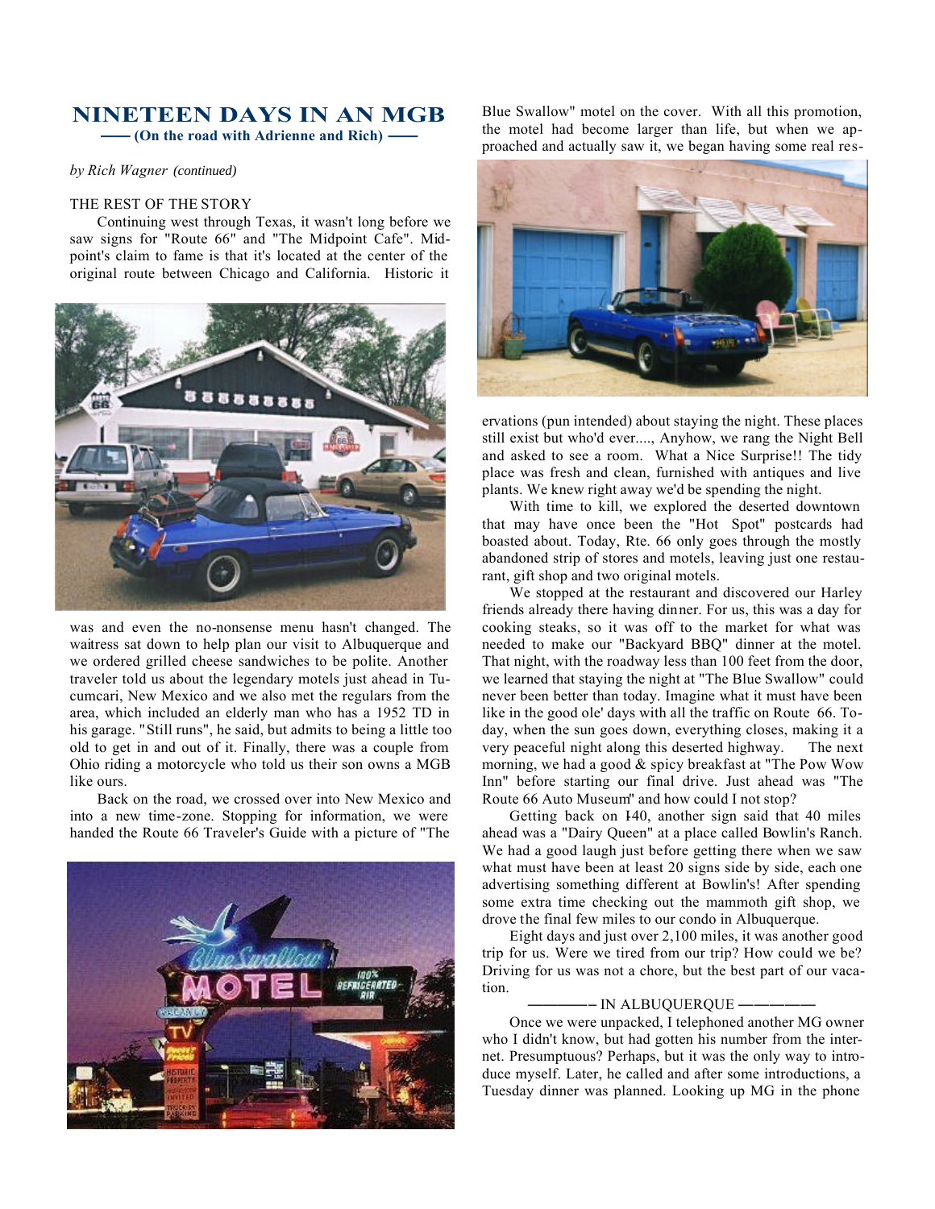# NINETEEN DAYS IN AN MGB

**—— (On the road with Adrienne and Rich) ——**

*by Rich Wagner (continued)*

THE REST OF THE STORY

Continuing west through Texas, it wasn't long before we saw signs for "Route 66" and "The Midpoint Cafe". Midpoint's claim to fame is that it's located at the center of the original route between Chicago and California. Historic it was and even the no-nonsense menu hasn't changed. The waitress sat down to help plan our visit to Albuquerque and we ordered grilled cheese sandwiches to be polite. Another traveler told us about the legendary motels just ahead in Tucumcari, New Mexico and we also met the regulars from the area, which included an elderly man who has a 1952 TD in his garage. "Still runs", he said, but admits to being a little too old to get in and out of it. Finally, there was a couple from Ohio riding a motorcycle who told us their son owns a MGB like ours.

Back on the road, we crossed over into New Mexico and into a new time-zone. Stopping for information, we were handed the Route 66 Traveler's Guide with a picture of "The Blue Swallow" motel on the cover. With all this promotion, the motel had become larger than life, but when we approached and actually saw it, we began having some real reservations (pun intended) about staying the night. These places still exist but who'd ever...., Anyhow, we rang the Night Bell and asked to see a room. What a Nice Surprise!! The tidy place was fresh and clean, furnished with antiques and live plants. We knew right away we'd be spending the night.

With time to kill, we explored the deserted downtown that may have once been the "Hot Spot" postcards had boasted about. Today, Rte. 66 only goes through the mostly abandoned strip of stores and motels, leaving just one restaurant, gift shop and two original motels.

We stopped at the restaurant and discovered our Harley friends already there having dinner. For us, this was a day for cooking steaks, so it was off to the market for what was needed to make our "Backyard BBQ" dinner at the motel. That night, with the roadway less than 100 feet from the door, we learned that staying the night at "The Blue Swallow" could never been better than today. Imagine what it must have been like in the good ole' days with all the traffic on Route 66. Today, when the sun goes down, everything closes, making it a very peaceful night along this deserted highway. The next morning, we had a good & spicy breakfast at "The Pow Wow Inn" before starting our final drive. Just ahead was "The Route 66 Auto Museum" and how could I not stop?

Getting back on I-40, another sign said that 40 miles ahead was a "Dairy Queen" at a place called Bowlin's Ranch. We had a good laugh just before getting there when we saw what must have been at least 20 signs side by side, each one advertising something different at Bowlin's! After spending some extra time checking out the mammoth gift shop, we drove the final few miles to our condo in Albuquerque.

Eight days and just over 2,100 miles, it was another good trip for us. Were we tired from our trip? How could we be? Driving for us was not a chore, but the best part of our vacation.

———— IN ALBUQUERQUE ————

Once we were unpacked, I telephoned another MG owner who I didn't know, but had gotten his number from the internet. Presumptuous? Perhaps, but it was the only way to introduce myself. Later, he called and after some introductions, a Tuesday dinner was planned. Looking up MG in the phone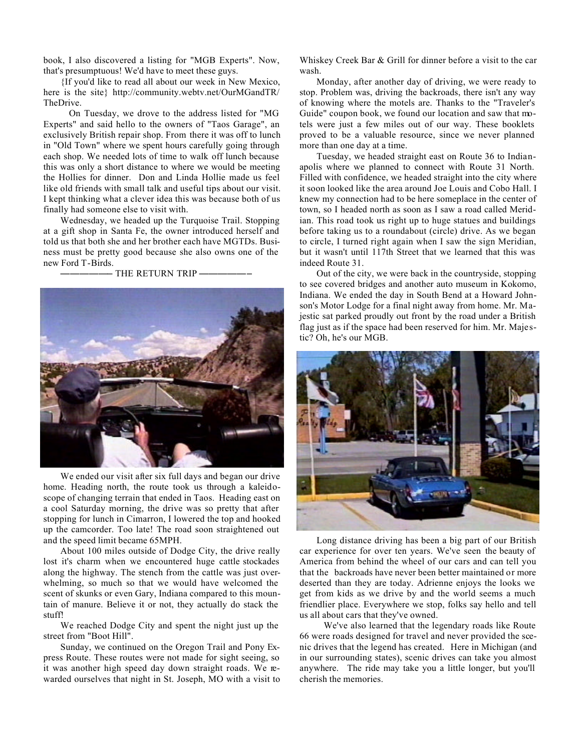book, I also discovered a listing for "MGB Experts". Now, that's presumptuous! We'd have to meet these guys.

{If you'd like to read all about our week in New Mexico, here is the site} http://community.webtv.net/OurMGandTR/TheDrive.

On Tuesday, we drove to the address listed for "MG Experts" and said hello to the owners of "Taos Garage", an exclusively British repair shop. From there it was off to lunch in "Old Town" where we spent hours carefully going through each shop. We needed lots of time to walk off lunch because this was only a short distance to where we would be meeting the Hollies for dinner. Don and Linda Hollie made us feel like old friends with small talk and useful tips about our visit. I kept thinking what a clever idea this was because both of us finally had someone else to visit with.

Wednesday, we headed up the Turquoise Trail. Stopping at a gift shop in Santa Fe, the owner introduced herself and told us that both she and her brother each have MGTDs. Business must be pretty good because she also owns one of the new Ford T-Birds.

——————— THE RETURN TRIP ———————

We ended our visit after six full days and began our drive home. Heading north, the route took us through a kaleidoscope of changing terrain that ended in Taos. Heading east on a cool Saturday morning, the drive was so pretty that after stopping for lunch in Cimarron, I lowered the top and hooked up the camcorder. Too late! The road soon straightened out and the speed limit became 65MPH.

About 100 miles outside of Dodge City, the drive really lost it's charm when we encountered huge cattle stockades along the highway. The stench from the cattle was just overwhelming, so much so that we would have welcomed the scent of skunks or even Gary, Indiana compared to this mountain of manure. Believe it or not, they actually do stack the stuff!

We reached Dodge City and spent the night just up the street from "Boot Hill".

Sunday, we continued on the Oregon Trail and Pony Express Route. These routes were not made for sight seeing, so it was another high speed day down straight roads. We rewarded ourselves that night in St. Joseph, MO with a visit to Whiskey Creek Bar & Grill for dinner before a visit to the car wash.

Monday, after another day of driving, we were ready to stop. Problem was, driving the backroads, there isn't any way of knowing where the motels are. Thanks to the "Traveler's Guide" coupon book, we found our location and saw that motels were just a few miles out of our way. These booklets proved to be a valuable resource, since we never planned more than one day at a time.

Tuesday, we headed straight east on Route 36 to Indianapolis where we planned to connect with Route 31 North. Filled with confidence, we headed straight into the city where it soon looked like the area around Joe Louis and Cobo Hall. I knew my connection had to be here someplace in the center of town, so I headed north as soon as I saw a road called Meridian. This road took us right up to huge statues and buildings before taking us to a roundabout (circle) drive. As we began to circle, I turned right again when I saw the sign Meridian, but it wasn't until 117th Street that we learned that this was indeed Route 31.

Out of the city, we were back in the countryside, stopping to see covered bridges and another auto museum in Kokomo, Indiana. We ended the day in South Bend at a Howard Johnson's Motor Lodge for a final night away from home. Mr. Majestic sat parked proudly out front by the road under a British flag just as if the space had been reserved for him. Mr. Majestic? Oh, he's our MGB.

Long distance driving has been a big part of our British car experience for over ten years. We've seen the beauty of America from behind the wheel of our cars and can tell you that the backroads have never been better maintained or more deserted than they are today. Adrienne enjoys the looks we get from kids as we drive by and the world seems a much friendlier place. Everywhere we stop, folks say hello and tell us all about cars that they've owned.

We've also learned that the legendary roads like Route 66 were roads designed for travel and never provided the scenic drives that the legend has created. Here in Michigan (and in our surrounding states), scenic drives can take you almost anywhere. The ride may take you a little longer, but you'll cherish the memories.